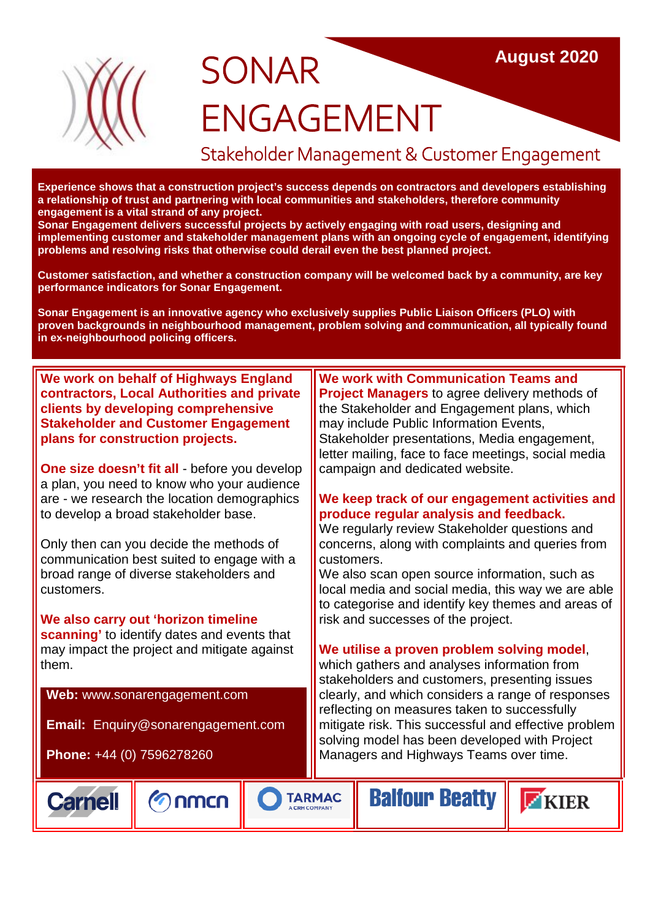# SONAR ENGAGEMENT

August 2020

## Stakeholder Management & Customer Engagement

**Experience shows that a construction project's success depends on contractors and developers establishing a relationship of trust and partnering with local communities and stakeholders, therefore community engagement is a vital strand of any project.**
**Sonar Engagement delivers successful projects by actively engaging with road users, designing and implementing customer and stakeholder management plans with an ongoing cycle of engagement, identifying problems and resolving risks that otherwise could derail even the best planned project.**

**Customer satisfaction, and whether a construction company will be welcomed back by a community, are key performance indicators for Sonar Engagement.**

**Sonar Engagement is an innovative agency who exclusively supplies Public Liaison Officers (PLO) with proven backgrounds in neighbourhood management, problem solving and communication, all typically found in ex-neighbourhood policing officers.**

**We work on behalf of Highways England contractors, Local Authorities and private clients by developing comprehensive Stakeholder and Customer Engagement plans for construction projects.**

**One size doesn't fit all** - before you develop a plan, you need to know who your audience are - we research the location demographics to develop a broad stakeholder base.

Only then can you decide the methods of communication best suited to engage with a broad range of diverse stakeholders and customers.

**We also carry out 'horizon timeline scanning'** to identify dates and events that may impact the project and mitigate against them.

**Web:** www.sonarengagement.com

**Email:** Enquiry@sonarengagement.com

**Phone:** +44 (0) 7596278260

**We work with Communication Teams and Project Managers** to agree delivery methods of the Stakeholder and Engagement plans, which may include Public Information Events, Stakeholder presentations, Media engagement, letter mailing, face to face meetings, social media campaign and dedicated website.

**We keep track of our engagement activities and produce regular analysis and feedback.**
We regularly review Stakeholder questions and concerns, along with complaints and queries from customers.
We also scan open source information, such as local media and social media, this way we are able to categorise and identify key themes and areas of risk and successes of the project.

**We utilise a proven problem solving model**, which gathers and analyses information from stakeholders and customers, presenting issues clearly, and which considers a range of responses reflecting on measures taken to successfully mitigate risk. This successful and effective problem solving model has been developed with Project Managers and Highways Teams over time.

Carnell | nmcn | TARMAC A CRH COMPANY | Balfour Beatty | KIER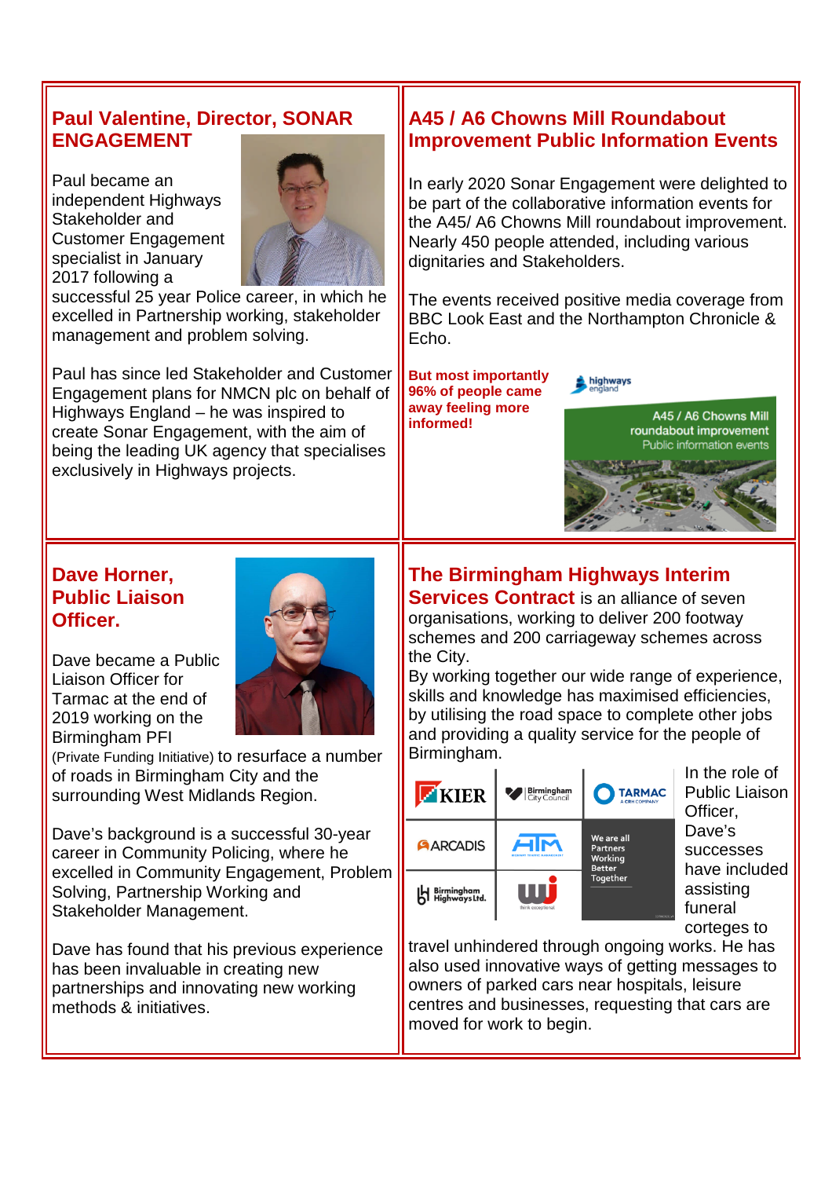## Paul Valentine, Director, SONAR ENGAGEMENT

Paul became an independent Highways Stakeholder and Customer Engagement specialist in January 2017 following a successful 25 year Police career, in which he excelled in Partnership working, stakeholder management and problem solving.

Paul has since led Stakeholder and Customer Engagement plans for NMCN plc on behalf of Highways England – he was inspired to create Sonar Engagement, with the aim of being the leading UK agency that specialises exclusively in Highways projects.

## A45 / A6 Chowns Mill Roundabout Improvement Public Information Events

In early 2020 Sonar Engagement were delighted to be part of the collaborative information events for the A45/ A6 Chowns Mill roundabout improvement. Nearly 450 people attended, including various dignitaries and Stakeholders.

The events received positive media coverage from BBC Look East and the Northampton Chronicle & Echo.

**But most importantly 96% of people came away feeling more informed!**

## Dave Horner, Public Liaison Officer.

Dave became a Public Liaison Officer for Tarmac at the end of 2019 working on the Birmingham PFI (Private Funding Initiative) to resurface a number of roads in Birmingham City and the surrounding West Midlands Region.

Dave's background is a successful 30-year career in Community Policing, where he excelled in Community Engagement, Problem Solving, Partnership Working and Stakeholder Management.

Dave has found that his previous experience has been invaluable in creating new partnerships and innovating new working methods & initiatives.

## The Birmingham Highways Interim Services Contract

**The Birmingham Highways Interim Services Contract** is an alliance of seven organisations, working to deliver 200 footway schemes and 200 carriageway schemes across the City.

By working together our wide range of experience, skills and knowledge has maximised efficiencies, by utilising the road space to complete other jobs and providing a quality service for the people of Birmingham.

In the role of Public Liaison Officer, Dave's successes have included assisting funeral corteges to travel unhindered through ongoing works. He has also used innovative ways of getting messages to owners of parked cars near hospitals, leisure centres and businesses, requesting that cars are moved for work to begin.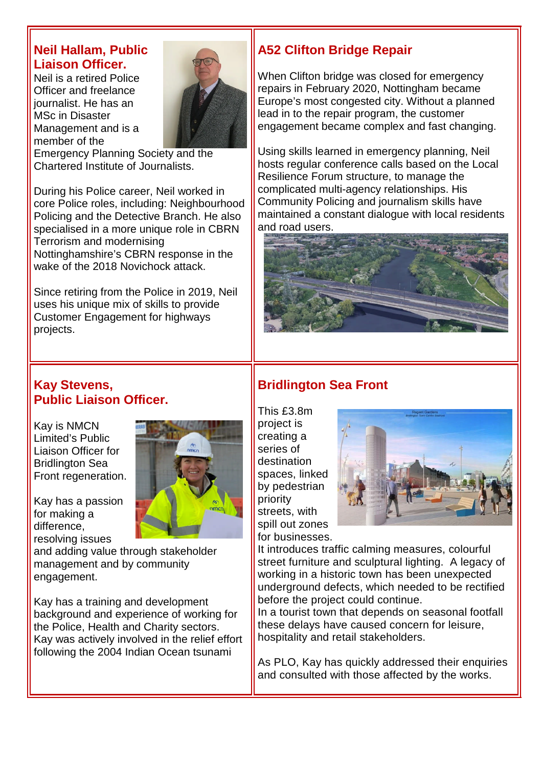## Neil Hallam, Public Liaison Officer.

Neil is a retired Police Officer and freelance journalist. He has an MSc in Disaster Management and is a member of the Emergency Planning Society and the Chartered Institute of Journalists.

During his Police career, Neil worked in core Police roles, including: Neighbourhood Policing and the Detective Branch. He also specialised in a more unique role in CBRN Terrorism and modernising Nottinghamshire's CBRN response in the wake of the 2018 Novichock attack.

Since retiring from the Police in 2019, Neil uses his unique mix of skills to provide Customer Engagement for highways projects.

## A52 Clifton Bridge Repair

When Clifton bridge was closed for emergency repairs in February 2020, Nottingham became Europe's most congested city. Without a planned lead in to the repair program, the customer engagement became complex and fast changing.

Using skills learned in emergency planning, Neil hosts regular conference calls based on the Local Resilience Forum structure, to manage the complicated multi-agency relationships. His Community Policing and journalism skills have maintained a constant dialogue with local residents and road users.

## Kay Stevens, Public Liaison Officer.

Kay is NMCN Limited's Public Liaison Officer for Bridlington Sea Front regeneration.

Kay has a passion for making a difference, resolving issues and adding value through stakeholder management and by community engagement.

Kay has a training and development background and experience of working for the Police, Health and Charity sectors. Kay was actively involved in the relief effort following the 2004 Indian Ocean tsunami

## Bridlington Sea Front

This £3.8m project is creating a series of destination spaces, linked by pedestrian priority streets, with spill out zones for businesses.

It introduces traffic calming measures, colourful street furniture and sculptural lighting. A legacy of working in a historic town has been unexpected underground defects, which needed to be rectified before the project could continue.

In a tourist town that depends on seasonal footfall these delays have caused concern for leisure, hospitality and retail stakeholders.

As PLO, Kay has quickly addressed their enquiries and consulted with those affected by the works.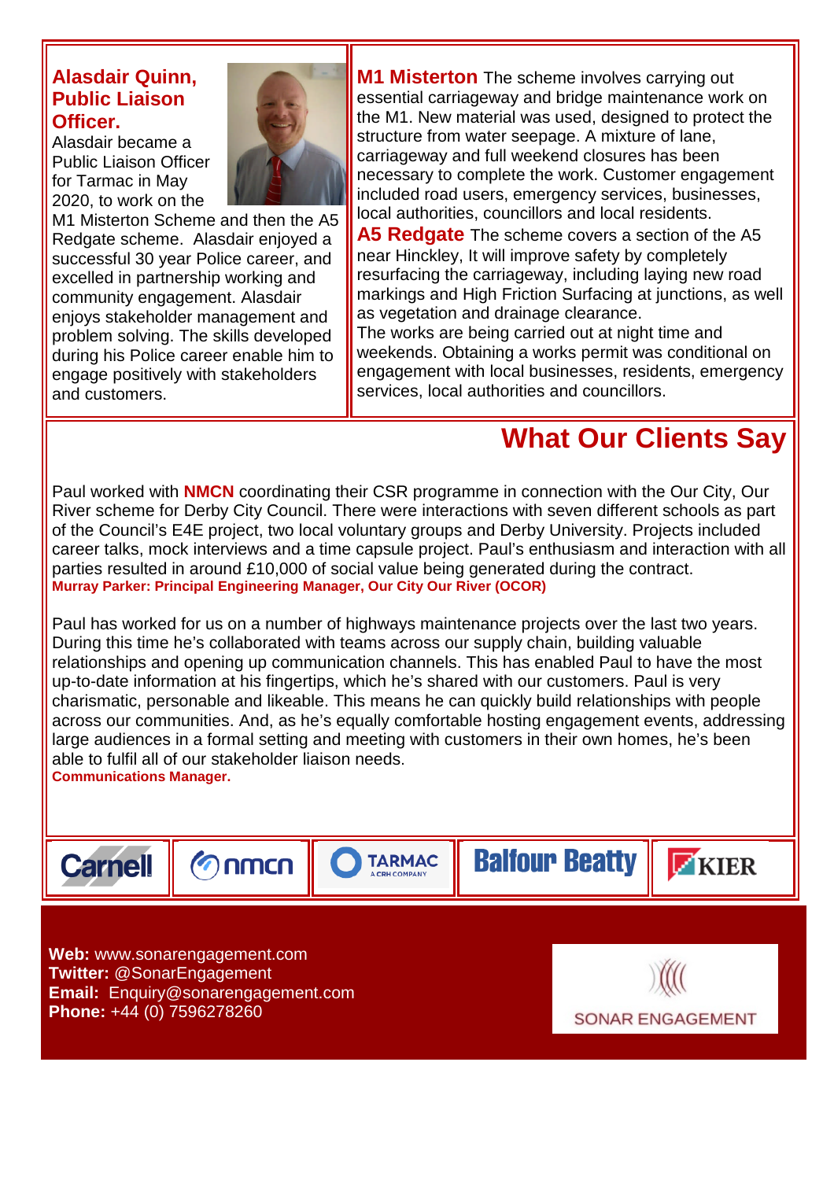### Alasdair Quinn, Public Liaison Officer.

Alasdair became a Public Liaison Officer for Tarmac in May 2020, to work on the M1 Misterton Scheme and then the A5 Redgate scheme. Alasdair enjoyed a successful 30 year Police career, and excelled in partnership working and community engagement. Alasdair enjoys stakeholder management and problem solving. The skills developed during his Police career enable him to engage positively with stakeholders and customers.

**M1 Misterton** The scheme involves carrying out essential carriageway and bridge maintenance work on the M1. New material was used, designed to protect the structure from water seepage. A mixture of lane, carriageway and full weekend closures has been necessary to complete the work. Customer engagement included road users, emergency services, businesses, local authorities, councillors and local residents.

**A5 Redgate** The scheme covers a section of the A5 near Hinckley, It will improve safety by completely resurfacing the carriageway, including laying new road markings and High Friction Surfacing at junctions, as well as vegetation and drainage clearance.
The works are being carried out at night time and weekends. Obtaining a works permit was conditional on engagement with local businesses, residents, emergency services, local authorities and councillors.

## What Our Clients Say

Paul worked with **NMCN** coordinating their CSR programme in connection with the Our City, Our River scheme for Derby City Council. There were interactions with seven different schools as part of the Council's E4E project, two local voluntary groups and Derby University. Projects included career talks, mock interviews and a time capsule project. Paul's enthusiasm and interaction with all parties resulted in around £10,000 of social value being generated during the contract.
**Murray Parker: Principal Engineering Manager, Our City Our River (OCOR)**

Paul has worked for us on a number of highways maintenance projects over the last two years. During this time he's collaborated with teams across our supply chain, building valuable relationships and opening up communication channels. This has enabled Paul to have the most up-to-date information at his fingertips, which he's shared with our customers. Paul is very charismatic, personable and likeable. This means he can quickly build relationships with people across our communities. And, as he's equally comfortable hosting engagement events, addressing large audiences in a formal setting and meeting with customers in their own homes, he's been able to fulfil all of our stakeholder liaison needs.
**Communications Manager.**

Carnell | nmcn | TARMAC A CRH COMPANY | Balfour Beatty | KIER

**Web:** www.sonarengagement.com
**Twitter:** @SonarEngagement
**Email:** Enquiry@sonarengagement.com
**Phone:** +44 (0) 7596278260

SONAR ENGAGEMENT